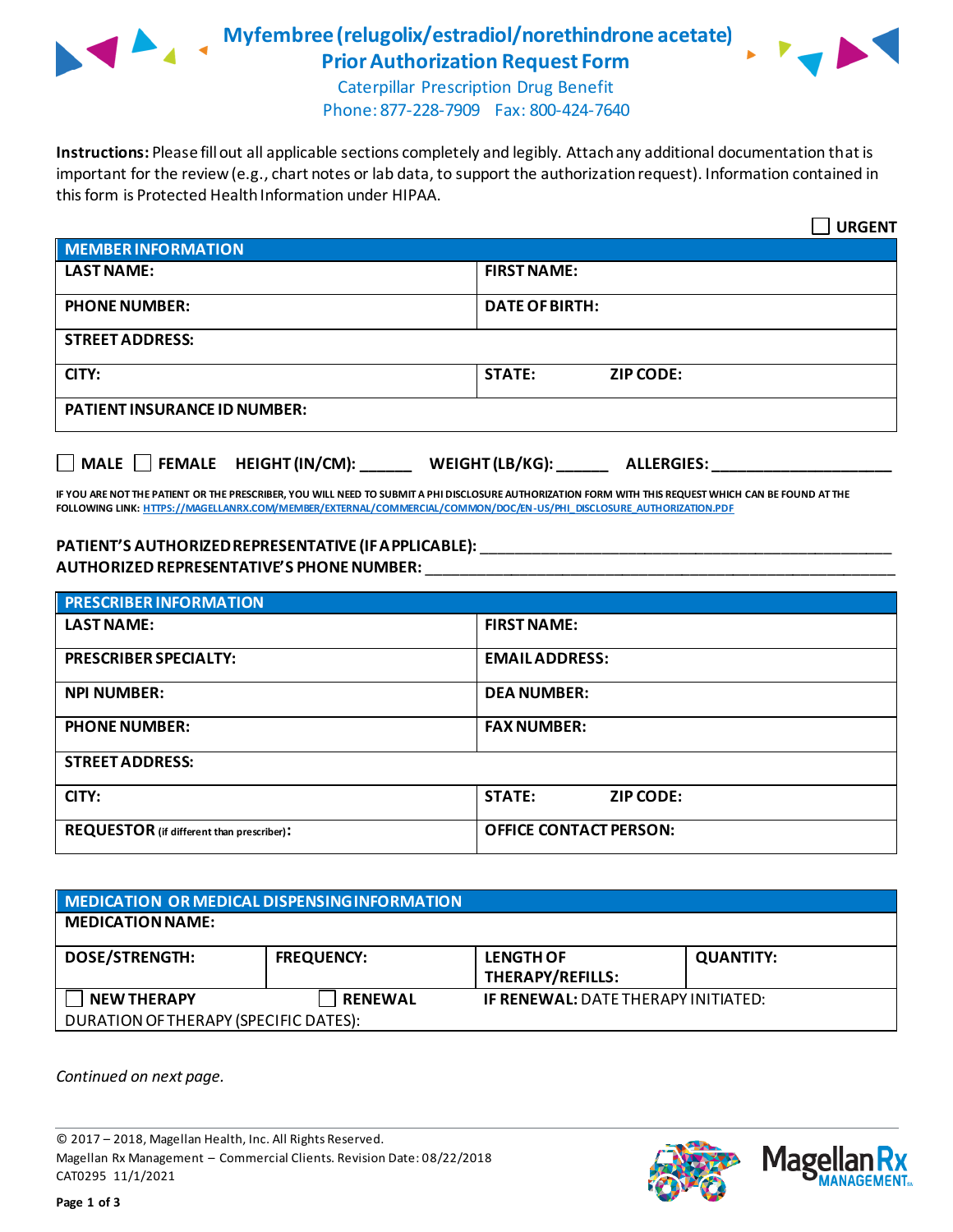# Myfembree (relugolix/estradiol/norethindrone acetate) Prior Authorization Request Form

Caterpillar Prescription Drug Benefit
Phone: 877-228-7909 Fax: 800-424-7640

**Instructions:** Please fill out all applicable sections completely and legibly. Attach any additional documentation that is important for the review (e.g., chart notes or lab data, to support the authorization request). Information contained in this form is Protected Health Information under HIPAA.

☐ **URGENT**

| MEMBER INFORMATION | |
|---|---|
| **LAST NAME:** | **FIRST NAME:** |
| **PHONE NUMBER:** | **DATE OF BIRTH:** |
| **STREET ADDRESS:** | |
| **CITY:** | **STATE:** **ZIP CODE:** |
| **PATIENT INSURANCE ID NUMBER:** | |

☐ **MALE** ☐ **FEMALE** **HEIGHT (IN/CM):** ______ **WEIGHT (LB/KG):** ______ **ALLERGIES:** ____________________

**IF YOU ARE NOT THE PATIENT OR THE PRESCRIBER, YOU WILL NEED TO SUBMIT A PHI DISCLOSURE AUTHORIZATION FORM WITH THIS REQUEST WHICH CAN BE FOUND AT THE FOLLOWING LINK: HTTPS://MAGELLANRX.COM/MEMBER/EXTERNAL/COMMERCIAL/COMMON/DOC/EN-US/PHI_DISCLOSURE_AUTHORIZATION.PDF**

**PATIENT'S AUTHORIZED REPRESENTATIVE (IF APPLICABLE):** ________________________________________________

**AUTHORIZED REPRESENTATIVE'S PHONE NUMBER:** ____________________________________________________

| PRESCRIBER INFORMATION | |
|---|---|
| **LAST NAME:** | **FIRST NAME:** |
| **PRESCRIBER SPECIALTY:** | **EMAIL ADDRESS:** |
| **NPI NUMBER:** | **DEA NUMBER:** |
| **PHONE NUMBER:** | **FAX NUMBER:** |
| **STREET ADDRESS:** | |
| **CITY:** | **STATE:** **ZIP CODE:** |
| **REQUESTOR** (if different than prescriber)**:** | **OFFICE CONTACT PERSON:** |

| MEDICATION OR MEDICAL DISPENSING INFORMATION | | | |
|---|---|---|---|
| **MEDICATION NAME:** | | | |
| **DOSE/STRENGTH:** | **FREQUENCY:** | **LENGTH OF THERAPY/REFILLS:** | **QUANTITY:** |
| ☐ **NEW THERAPY** | ☐ **RENEWAL** | **IF RENEWAL:** DATE THERAPY INITIATED: | |
| DURATION OF THERAPY (SPECIFIC DATES): | | | |

*Continued on next page.*

© 2017 – 2018, Magellan Health, Inc. All Rights Reserved.
Magellan Rx Management – Commercial Clients. Revision Date: 08/22/2018
CAT0295 11/1/2021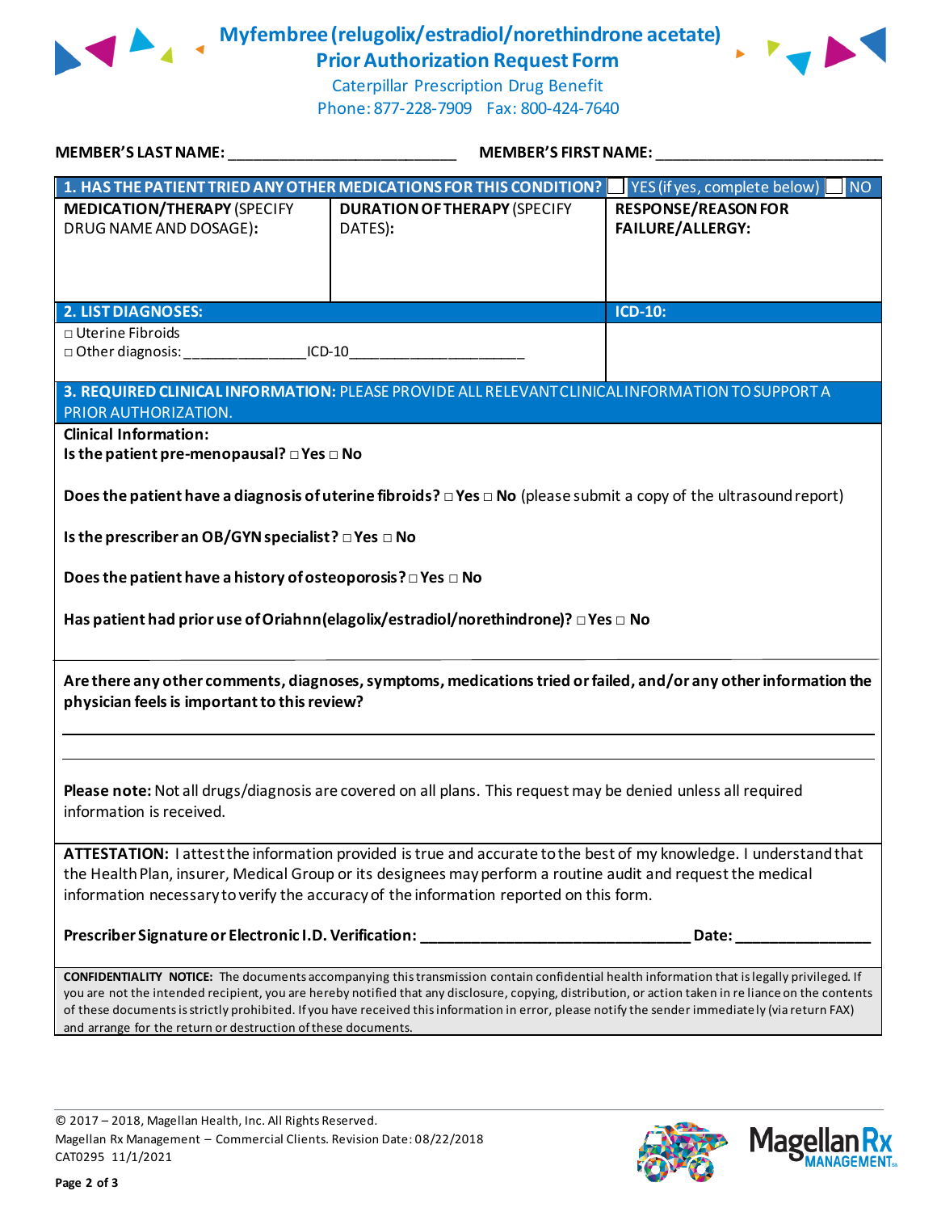# Myfembree (relugolix/estradiol/norethindrone acetate)
## Prior Authorization Request Form

Caterpillar Prescription Drug Benefit
Phone: 877-228-7909 Fax: 800-424-7640

**MEMBER'S LAST NAME:** ___________________________ **MEMBER'S FIRST NAME:** ___________________________

| **1. HAS THE PATIENT TRIED ANY OTHER MEDICATIONS FOR THIS CONDITION?** ☐ YES (if yes, complete below) ☐ NO | | |
|---|---|---|
| **MEDICATION/THERAPY** (SPECIFY DRUG NAME AND DOSAGE): | **DURATION OF THERAPY** (SPECIFY DATES): | **RESPONSE/REASON FOR FAILURE/ALLERGY:** |
| | | |

| **2. LIST DIAGNOSES:** | **ICD-10:** |
|---|---|
| □ Uterine Fibroids<br>□ Other diagnosis: _______________ICD-10_____________________ | |

**3. REQUIRED CLINICAL INFORMATION:** PLEASE PROVIDE ALL RELEVANT CLINICAL INFORMATION TO SUPPORT A PRIOR AUTHORIZATION.

**Clinical Information:**

**Is the patient pre-menopausal?** □ **Yes** □ **No**

**Does the patient have a diagnosis of uterine fibroids?** □ **Yes** □ **No** (please submit a copy of the ultrasound report)

**Is the prescriber an OB/GYN specialist?** □ **Yes** □ **No**

**Does the patient have a history of osteoporosis?** □ **Yes** □ **No**

**Has patient had prior use of Oriahnn (elagolix/estradiol/norethindrone)?** □ **Yes** □ **No**

**Are there any other comments, diagnoses, symptoms, medications tried or failed, and/or any other information the physician feels is important to this review?**

___________________________________________________________________________

___________________________________________________________________________

**Please note:** Not all drugs/diagnosis are covered on all plans. This request may be denied unless all required information is received.

**ATTESTATION:** I attest the information provided is true and accurate to the best of my knowledge. I understand that the Health Plan, insurer, Medical Group or its designees may perform a routine audit and request the medical information necessary to verify the accuracy of the information reported on this form.

**Prescriber Signature or Electronic I.D. Verification:** _________________________________ **Date:** ________________

**CONFIDENTIALITY NOTICE:** The documents accompanying this transmission contain confidential health information that is legally privileged. If you are not the intended recipient, you are hereby notified that any disclosure, copying, distribution, or action taken in re liance on the contents of these documents is strictly prohibited. If you have received this information in error, please notify the sender immediately (via return FAX) and arrange for the return or destruction of these documents.

© 2017 – 2018, Magellan Health, Inc. All Rights Reserved.
Magellan Rx Management – Commercial Clients. Revision Date: 08/22/2018
CAT0295 11/1/2021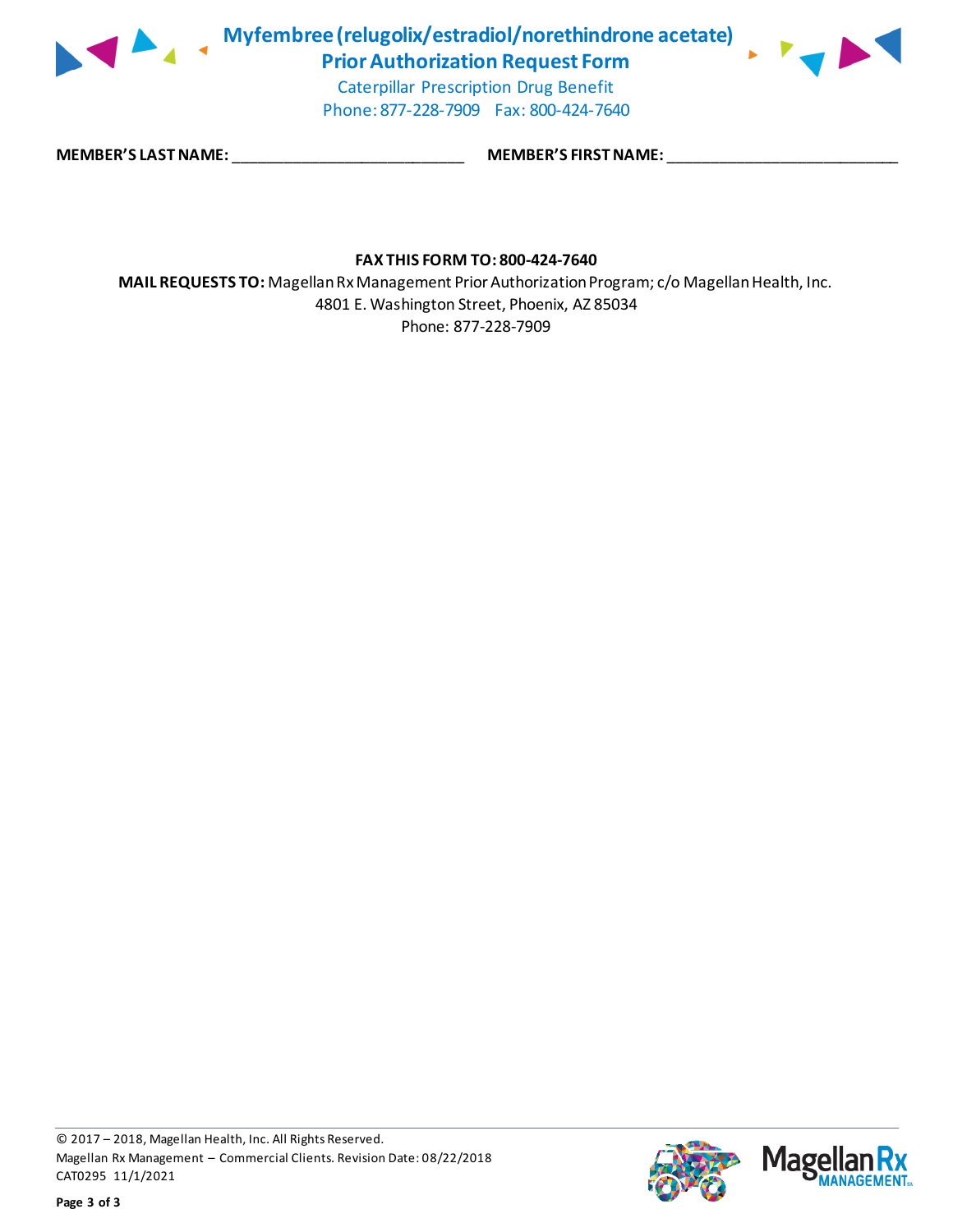**MEMBER'S LAST NAME:** ___________________________ **MEMBER'S FIRST NAME:** ___________________________

**FAX THIS FORM TO: 800-424-7640**

**MAIL REQUESTS TO:** Magellan Rx Management Prior Authorization Program; c/o Magellan Health, Inc.
4801 E. Washington Street, Phoenix, AZ 85034
Phone: 877-228-7909

© 2017 – 2018, Magellan Health, Inc. All Rights Reserved.
Magellan Rx Management – Commercial Clients. Revision Date: 08/22/2018
CAT0295 11/1/2021